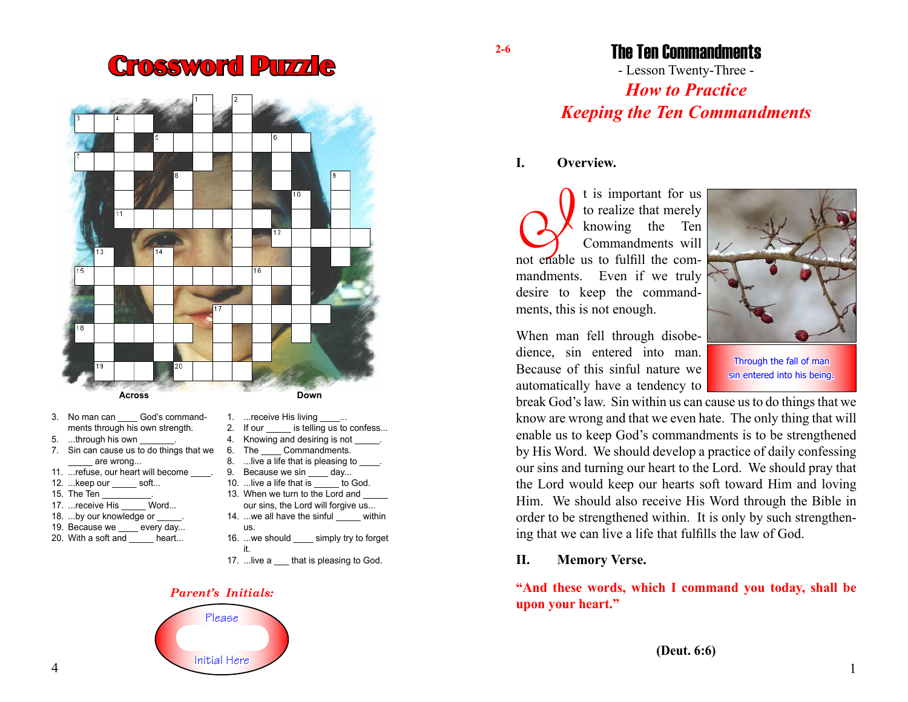# Crossword Puzzle

**Across**

3. No man can ____ God's commandments through his own strength.
5. ...through his own _______.
7. Sin can cause us to do things that we _____ are wrong...
11. ...refuse, our heart will become ____.
12. ...keep our _____ soft...
15. The Ten __________.
17. ...receive His _____ Word...
18. ...by our knowledge or _____.
19. Because we ____ every day...
20. With a soft and _____ heart...

**Down**

1. ...receive His living ____...
2. If our _____ is telling us to confess...
4. Knowing and desiring is not _____.
6. The ____ Commandments.
8. ...live a life that is pleasing to ____.
9. Because we sin ____ day...
10. ...live a life that is _____ to God.
13. When we turn to the Lord and _____ our sins, the Lord will forgive us...
14. ...we all have the sinful _____ within us.
16. ...we should ____ simply try to forget it.
17. ...live a ___ that is pleasing to God.

***Parent's Initials:***

Please

Initial Here

2-6

# The Ten Commandments

- Lesson Twenty-Three -

## *How to Practice Keeping the Ten Commandments*

### I. Overview.

It is important for us to realize that merely knowing the Ten Commandments will not enable us to fulfill the commandments. Even if we truly desire to keep the commandments, this is not enough.

Through the fall of man sin entered into his being.

When man fell through disobedience, sin entered into man. Because of this sinful nature we automatically have a tendency to break God's law. Sin within us can cause us to do things that we know are wrong and that we even hate. The only thing that will enable us to keep God's commandments is to be strengthened by His Word. We should develop a practice of daily confessing our sins and turning our heart to the Lord. We should pray that the Lord would keep our hearts soft toward Him and loving Him. We should also receive His Word through the Bible in order to be strengthened within. It is only by such strengthening that we can live a life that fulfills the law of God.

### II. Memory Verse.

**"And these words, which I command you today, shall be upon your heart."**

**(Deut. 6:6)**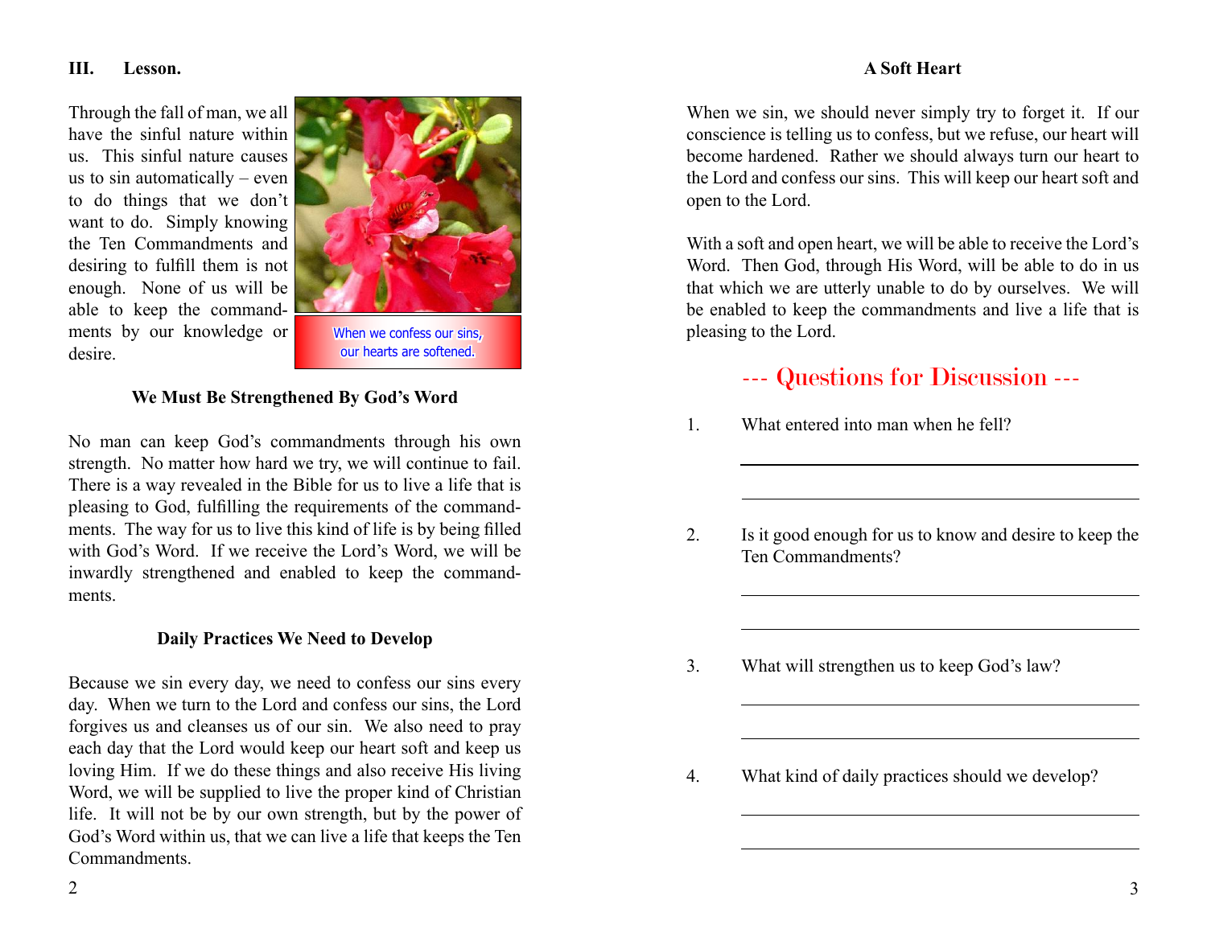## III. Lesson.

Through the fall of man, we all have the sinful nature within us. This sinful nature causes us to sin automatically – even to do things that we don't want to do. Simply knowing the Ten Commandments and desiring to fulfill them is not enough. None of us will be able to keep the commandments by our knowledge or desire.

When we confess our sins, our hearts are softened.

### We Must Be Strengthened By God's Word

No man can keep God's commandments through his own strength. No matter how hard we try, we will continue to fail. There is a way revealed in the Bible for us to live a life that is pleasing to God, fulfilling the requirements of the commandments. The way for us to live this kind of life is by being filled with God's Word. If we receive the Lord's Word, we will be inwardly strengthened and enabled to keep the commandments.

### Daily Practices We Need to Develop

Because we sin every day, we need to confess our sins every day. When we turn to the Lord and confess our sins, the Lord forgives us and cleanses us of our sin. We also need to pray each day that the Lord would keep our heart soft and keep us loving Him. If we do these things and also receive His living Word, we will be supplied to live the proper kind of Christian life. It will not be by our own strength, but by the power of God's Word within us, that we can live a life that keeps the Ten Commandments.

### A Soft Heart

When we sin, we should never simply try to forget it. If our conscience is telling us to confess, but we refuse, our heart will become hardened. Rather we should always turn our heart to the Lord and confess our sins. This will keep our heart soft and open to the Lord.

With a soft and open heart, we will be able to receive the Lord's Word. Then God, through His Word, will be able to do in us that which we are utterly unable to do by ourselves. We will be enabled to keep the commandments and live a life that is pleasing to the Lord.

## --- Questions for Discussion ---

1. What entered into man when he fell?

______________________________

______________________________

2. Is it good enough for us to know and desire to keep the Ten Commandments?

______________________________

______________________________

3. What will strengthen us to keep God's law?

______________________________

______________________________

4. What kind of daily practices should we develop?

______________________________

______________________________